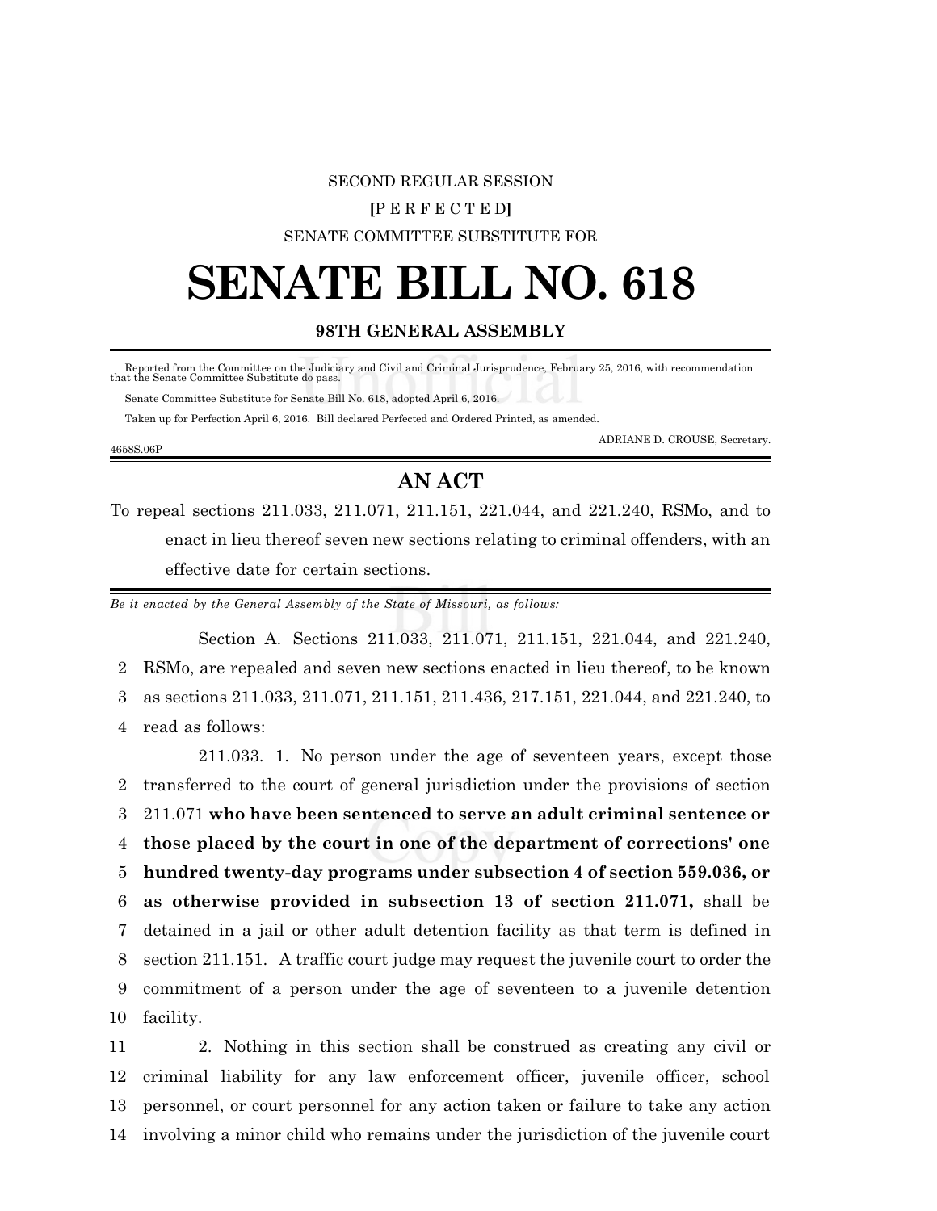SECOND REGULAR SESSION

**[**P E R F E C T E D**]**

SENATE COMMITTEE SUBSTITUTE FOR

# SENATE BILL NO. 618

**98TH GENERAL ASSEMBLY**

Reported from the Committee on the Judiciary and Civil and Criminal Jurisprudence, February 25, 2016, with recommendation that the Senate Committee Substitute do pass.

Senate Committee Substitute for Senate Bill No. 618, adopted April 6, 2016.

Taken up for Perfection April 6, 2016. Bill declared Perfected and Ordered Printed, as amended.

ADRIANE D. CROUSE, Secretary.

4658S.06P

## AN ACT

To repeal sections 211.033, 211.071, 211.151, 221.044, and 221.240, RSMo, and to enact in lieu thereof seven new sections relating to criminal offenders, with an effective date for certain sections.

*Be it enacted by the General Assembly of the State of Missouri, as follows:*

Section A. Sections 211.033, 211.071, 211.151, 221.044, and 221.240,
2 RSMo, are repealed and seven new sections enacted in lieu thereof, to be known
3 as sections 211.033, 211.071, 211.151, 211.436, 217.151, 221.044, and 221.240, to
4 read as follows:

211.033. 1. No person under the age of seventeen years, except those
2 transferred to the court of general jurisdiction under the provisions of section
3 211.071 **who have been sentenced to serve an adult criminal sentence or**
4 **those placed by the court in one of the department of corrections' one**
5 **hundred twenty-day programs under subsection 4 of section 559.036, or**
6 **as otherwise provided in subsection 13 of section 211.071,** shall be
7 detained in a jail or other adult detention facility as that term is defined in
8 section 211.151. A traffic court judge may request the juvenile court to order the
9 commitment of a person under the age of seventeen to a juvenile detention
10 facility.

11 2. Nothing in this section shall be construed as creating any civil or
12 criminal liability for any law enforcement officer, juvenile officer, school
13 personnel, or court personnel for any action taken or failure to take any action
14 involving a minor child who remains under the jurisdiction of the juvenile court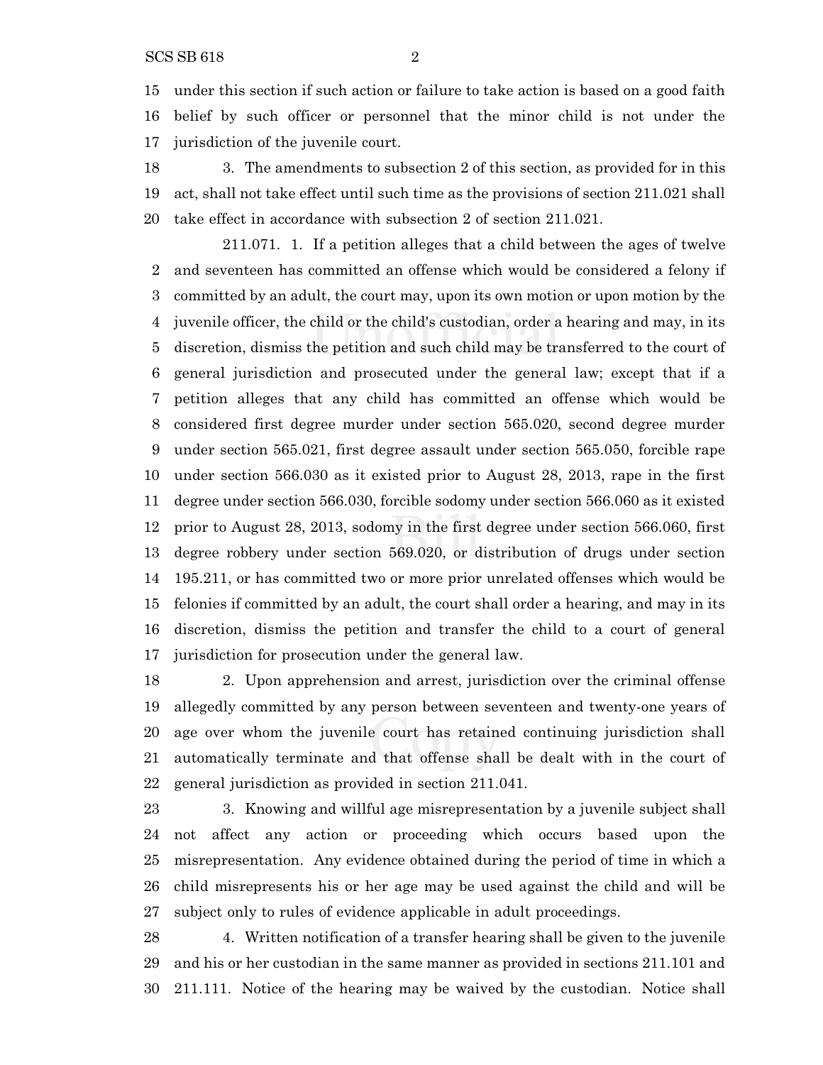under this section if such action or failure to take action is based on a good faith belief by such officer or personnel that the minor child is not under the jurisdiction of the juvenile court.

3. The amendments to subsection 2 of this section, as provided for in this act, shall not take effect until such time as the provisions of section 211.021 shall take effect in accordance with subsection 2 of section 211.021.

211.071. 1. If a petition alleges that a child between the ages of twelve and seventeen has committed an offense which would be considered a felony if committed by an adult, the court may, upon its own motion or upon motion by the juvenile officer, the child or the child's custodian, order a hearing and may, in its discretion, dismiss the petition and such child may be transferred to the court of general jurisdiction and prosecuted under the general law; except that if a petition alleges that any child has committed an offense which would be considered first degree murder under section 565.020, second degree murder under section 565.021, first degree assault under section 565.050, forcible rape under section 566.030 as it existed prior to August 28, 2013, rape in the first degree under section 566.030, forcible sodomy under section 566.060 as it existed prior to August 28, 2013, sodomy in the first degree under section 566.060, first degree robbery under section 569.020, or distribution of drugs under section 195.211, or has committed two or more prior unrelated offenses which would be felonies if committed by an adult, the court shall order a hearing, and may in its discretion, dismiss the petition and transfer the child to a court of general jurisdiction for prosecution under the general law.

2. Upon apprehension and arrest, jurisdiction over the criminal offense allegedly committed by any person between seventeen and twenty-one years of age over whom the juvenile court has retained continuing jurisdiction shall automatically terminate and that offense shall be dealt with in the court of general jurisdiction as provided in section 211.041.

3. Knowing and willful age misrepresentation by a juvenile subject shall not affect any action or proceeding which occurs based upon the misrepresentation. Any evidence obtained during the period of time in which a child misrepresents his or her age may be used against the child and will be subject only to rules of evidence applicable in adult proceedings.

4. Written notification of a transfer hearing shall be given to the juvenile and his or her custodian in the same manner as provided in sections 211.101 and 211.111. Notice of the hearing may be waived by the custodian. Notice shall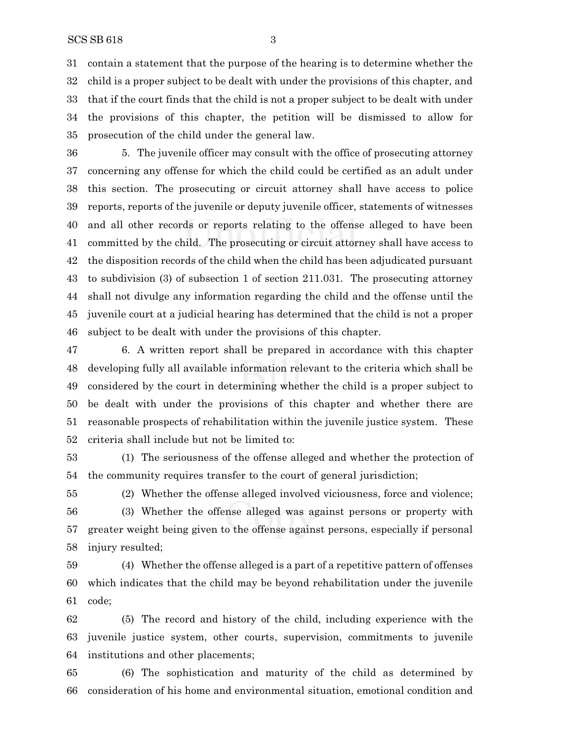contain a statement that the purpose of the hearing is to determine whether the child is a proper subject to be dealt with under the provisions of this chapter, and that if the court finds that the child is not a proper subject to be dealt with under the provisions of this chapter, the petition will be dismissed to allow for prosecution of the child under the general law.

5. The juvenile officer may consult with the office of prosecuting attorney concerning any offense for which the child could be certified as an adult under this section. The prosecuting or circuit attorney shall have access to police reports, reports of the juvenile or deputy juvenile officer, statements of witnesses and all other records or reports relating to the offense alleged to have been committed by the child. The prosecuting or circuit attorney shall have access to the disposition records of the child when the child has been adjudicated pursuant to subdivision (3) of subsection 1 of section 211.031. The prosecuting attorney shall not divulge any information regarding the child and the offense until the juvenile court at a judicial hearing has determined that the child is not a proper subject to be dealt with under the provisions of this chapter.

6. A written report shall be prepared in accordance with this chapter developing fully all available information relevant to the criteria which shall be considered by the court in determining whether the child is a proper subject to be dealt with under the provisions of this chapter and whether there are reasonable prospects of rehabilitation within the juvenile justice system. These criteria shall include but not be limited to:

(1) The seriousness of the offense alleged and whether the protection of the community requires transfer to the court of general jurisdiction;

(2) Whether the offense alleged involved viciousness, force and violence;

(3) Whether the offense alleged was against persons or property with greater weight being given to the offense against persons, especially if personal injury resulted;

(4) Whether the offense alleged is a part of a repetitive pattern of offenses which indicates that the child may be beyond rehabilitation under the juvenile code;

(5) The record and history of the child, including experience with the juvenile justice system, other courts, supervision, commitments to juvenile institutions and other placements;

(6) The sophistication and maturity of the child as determined by consideration of his home and environmental situation, emotional condition and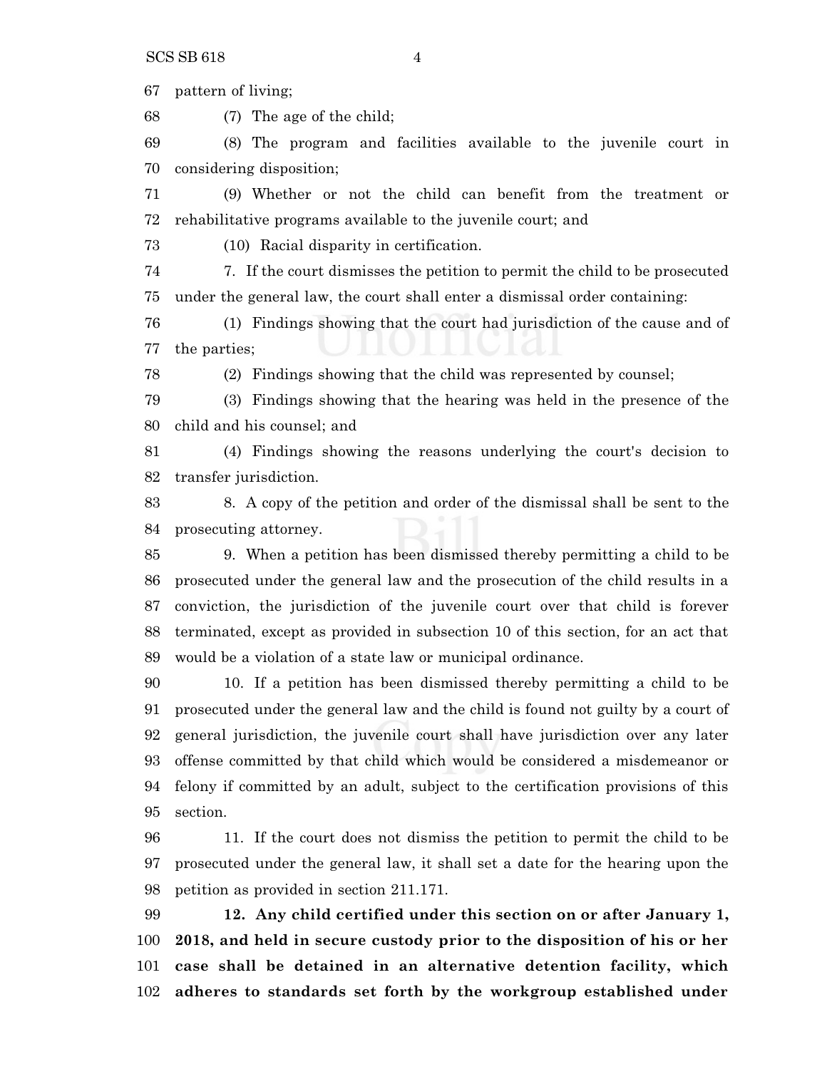pattern of living;

(7) The age of the child;

(8) The program and facilities available to the juvenile court in considering disposition;

(9) Whether or not the child can benefit from the treatment or rehabilitative programs available to the juvenile court; and

(10) Racial disparity in certification.

7. If the court dismisses the petition to permit the child to be prosecuted under the general law, the court shall enter a dismissal order containing:

(1) Findings showing that the court had jurisdiction of the cause and of the parties;

(2) Findings showing that the child was represented by counsel;

(3) Findings showing that the hearing was held in the presence of the child and his counsel; and

(4) Findings showing the reasons underlying the court's decision to transfer jurisdiction.

8. A copy of the petition and order of the dismissal shall be sent to the prosecuting attorney.

9. When a petition has been dismissed thereby permitting a child to be prosecuted under the general law and the prosecution of the child results in a conviction, the jurisdiction of the juvenile court over that child is forever terminated, except as provided in subsection 10 of this section, for an act that would be a violation of a state law or municipal ordinance.

10. If a petition has been dismissed thereby permitting a child to be prosecuted under the general law and the child is found not guilty by a court of general jurisdiction, the juvenile court shall have jurisdiction over any later offense committed by that child which would be considered a misdemeanor or felony if committed by an adult, subject to the certification provisions of this section.

11. If the court does not dismiss the petition to permit the child to be prosecuted under the general law, it shall set a date for the hearing upon the petition as provided in section 211.171.

**12. Any child certified under this section on or after January 1, 2018, and held in secure custody prior to the disposition of his or her case shall be detained in an alternative detention facility, which adheres to standards set forth by the workgroup established under**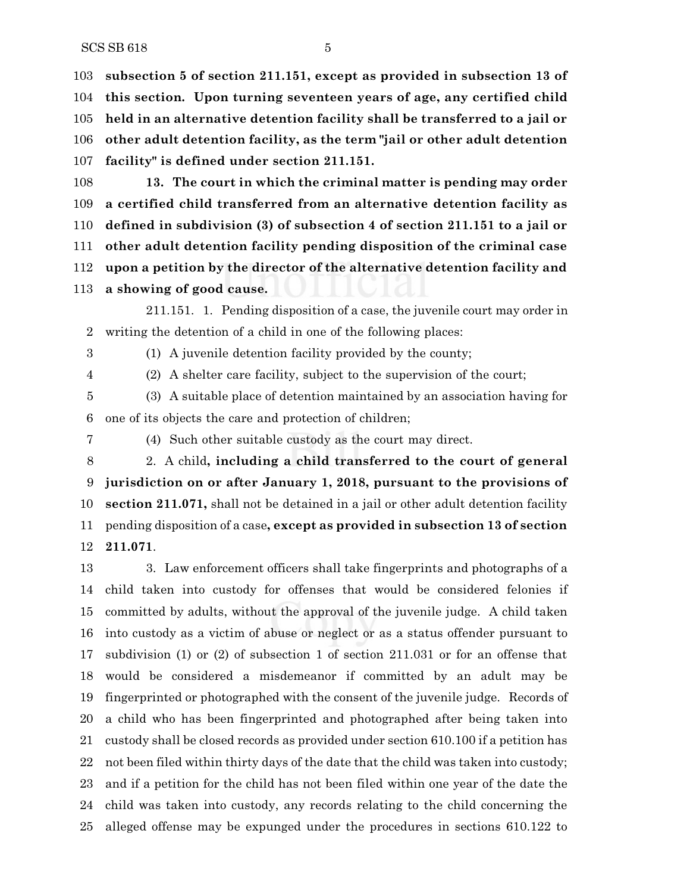**subsection 5 of section 211.151, except as provided in subsection 13 of this section. Upon turning seventeen years of age, any certified child held in an alternative detention facility shall be transferred to a jail or other adult detention facility, as the term "jail or other adult detention facility" is defined under section 211.151.**

**13. The court in which the criminal matter is pending may order a certified child transferred from an alternative detention facility as defined in subdivision (3) of subsection 4 of section 211.151 to a jail or other adult detention facility pending disposition of the criminal case upon a petition by the director of the alternative detention facility and a showing of good cause.**

211.151. 1. Pending disposition of a case, the juvenile court may order in writing the detention of a child in one of the following places:

(1) A juvenile detention facility provided by the county;

(2) A shelter care facility, subject to the supervision of the court;

(3) A suitable place of detention maintained by an association having for one of its objects the care and protection of children;

(4) Such other suitable custody as the court may direct.

2. A child**, including a child transferred to the court of general jurisdiction on or after January 1, 2018, pursuant to the provisions of section 211.071,** shall not be detained in a jail or other adult detention facility pending disposition of a case**, except as provided in subsection 13 of section 211.071**.

3. Law enforcement officers shall take fingerprints and photographs of a child taken into custody for offenses that would be considered felonies if committed by adults, without the approval of the juvenile judge. A child taken into custody as a victim of abuse or neglect or as a status offender pursuant to subdivision (1) or (2) of subsection 1 of section 211.031 or for an offense that would be considered a misdemeanor if committed by an adult may be fingerprinted or photographed with the consent of the juvenile judge. Records of a child who has been fingerprinted and photographed after being taken into custody shall be closed records as provided under section 610.100 if a petition has not been filed within thirty days of the date that the child was taken into custody; and if a petition for the child has not been filed within one year of the date the child was taken into custody, any records relating to the child concerning the alleged offense may be expunged under the procedures in sections 610.122 to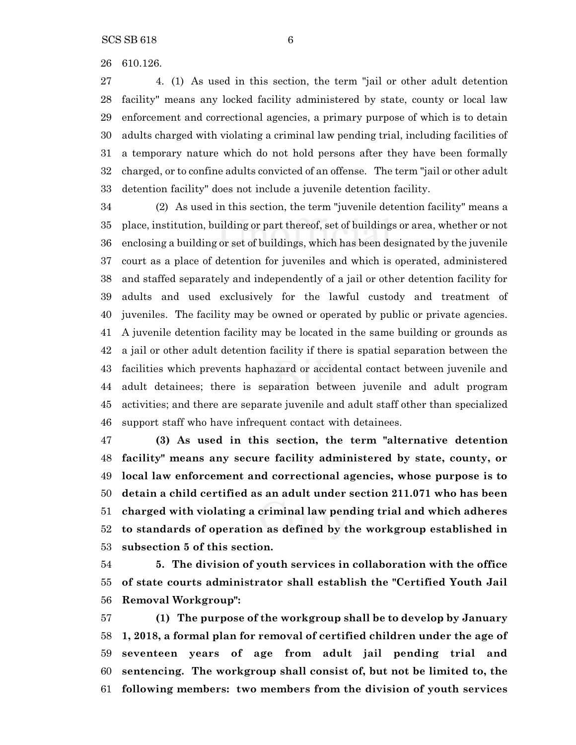610.126.

4. (1) As used in this section, the term "jail or other adult detention facility" means any locked facility administered by state, county or local law enforcement and correctional agencies, a primary purpose of which is to detain adults charged with violating a criminal law pending trial, including facilities of a temporary nature which do not hold persons after they have been formally charged, or to confine adults convicted of an offense. The term "jail or other adult detention facility" does not include a juvenile detention facility.

(2) As used in this section, the term "juvenile detention facility" means a place, institution, building or part thereof, set of buildings or area, whether or not enclosing a building or set of buildings, which has been designated by the juvenile court as a place of detention for juveniles and which is operated, administered and staffed separately and independently of a jail or other detention facility for adults and used exclusively for the lawful custody and treatment of juveniles. The facility may be owned or operated by public or private agencies. A juvenile detention facility may be located in the same building or grounds as a jail or other adult detention facility if there is spatial separation between the facilities which prevents haphazard or accidental contact between juvenile and adult detainees; there is separation between juvenile and adult program activities; and there are separate juvenile and adult staff other than specialized support staff who have infrequent contact with detainees.

**(3) As used in this section, the term "alternative detention facility" means any secure facility administered by state, county, or local law enforcement and correctional agencies, whose purpose is to detain a child certified as an adult under section 211.071 who has been charged with violating a criminal law pending trial and which adheres to standards of operation as defined by the workgroup established in subsection 5 of this section.**

**5. The division of youth services in collaboration with the office of state courts administrator shall establish the "Certified Youth Jail Removal Workgroup":**

**(1) The purpose of the workgroup shall be to develop by January 1, 2018, a formal plan for removal of certified children under the age of seventeen years of age from adult jail pending trial and sentencing. The workgroup shall consist of, but not be limited to, the following members: two members from the division of youth services**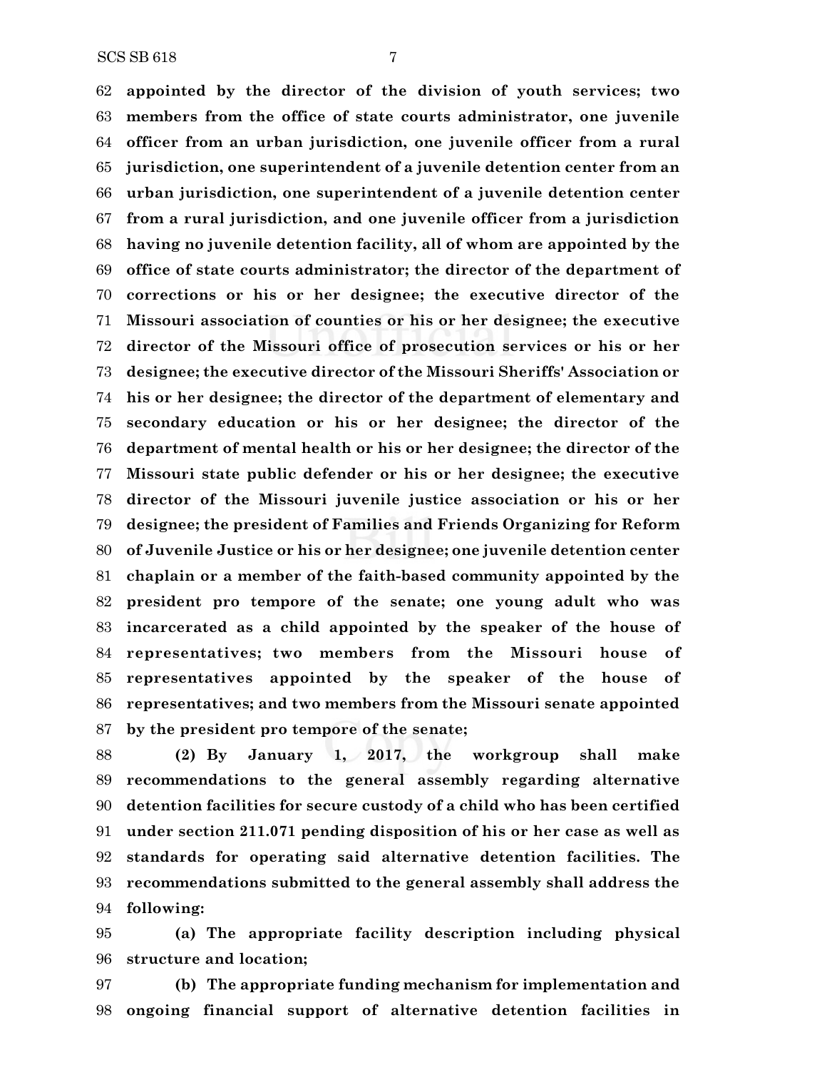**appointed by the director of the division of youth services; two members from the office of state courts administrator, one juvenile officer from an urban jurisdiction, one juvenile officer from a rural jurisdiction, one superintendent of a juvenile detention center from an urban jurisdiction, one superintendent of a juvenile detention center from a rural jurisdiction, and one juvenile officer from a jurisdiction having no juvenile detention facility, all of whom are appointed by the office of state courts administrator; the director of the department of corrections or his or her designee; the executive director of the Missouri association of counties or his or her designee; the executive director of the Missouri office of prosecution services or his or her designee; the executive director of the Missouri Sheriffs' Association or his or her designee; the director of the department of elementary and secondary education or his or her designee; the director of the department of mental health or his or her designee; the director of the Missouri state public defender or his or her designee; the executive director of the Missouri juvenile justice association or his or her designee; the president of Families and Friends Organizing for Reform of Juvenile Justice or his or her designee; one juvenile detention center chaplain or a member of the faith-based community appointed by the president pro tempore of the senate; one young adult who was incarcerated as a child appointed by the speaker of the house of representatives; two members from the Missouri house of representatives appointed by the speaker of the house of representatives; and two members from the Missouri senate appointed by the president pro tempore of the senate;**

**(2) By January 1, 2017, the workgroup shall make recommendations to the general assembly regarding alternative detention facilities for secure custody of a child who has been certified under section 211.071 pending disposition of his or her case as well as standards for operating said alternative detention facilities. The recommendations submitted to the general assembly shall address the following:**

**(a) The appropriate facility description including physical structure and location;**

**(b) The appropriate funding mechanism for implementation and ongoing financial support of alternative detention facilities in**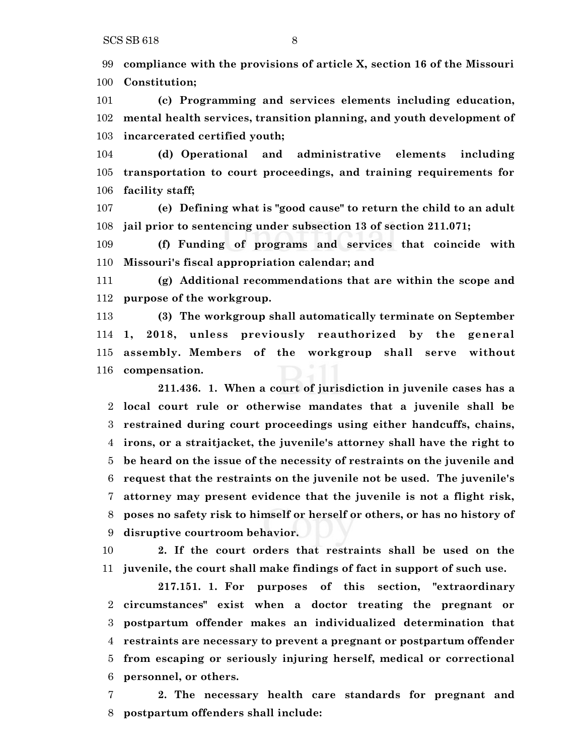**compliance with the provisions of article X, section 16 of the Missouri Constitution;**

**(c) Programming and services elements including education, mental health services, transition planning, and youth development of incarcerated certified youth;**

**(d) Operational and administrative elements including transportation to court proceedings, and training requirements for facility staff;**

**(e) Defining what is "good cause" to return the child to an adult jail prior to sentencing under subsection 13 of section 211.071;**

**(f) Funding of programs and services that coincide with Missouri's fiscal appropriation calendar; and**

**(g) Additional recommendations that are within the scope and purpose of the workgroup.**

**(3) The workgroup shall automatically terminate on September 1, 2018, unless previously reauthorized by the general assembly. Members of the workgroup shall serve without compensation.**

**211.436. 1. When a court of jurisdiction in juvenile cases has a local court rule or otherwise mandates that a juvenile shall be restrained during court proceedings using either handcuffs, chains, irons, or a straitjacket, the juvenile's attorney shall have the right to be heard on the issue of the necessity of restraints on the juvenile and request that the restraints on the juvenile not be used. The juvenile's attorney may present evidence that the juvenile is not a flight risk, poses no safety risk to himself or herself or others, or has no history of disruptive courtroom behavior.**

**2. If the court orders that restraints shall be used on the juvenile, the court shall make findings of fact in support of such use.**

**217.151. 1. For purposes of this section, "extraordinary circumstances" exist when a doctor treating the pregnant or postpartum offender makes an individualized determination that restraints are necessary to prevent a pregnant or postpartum offender from escaping or seriously injuring herself, medical or correctional personnel, or others.**

**2. The necessary health care standards for pregnant and postpartum offenders shall include:**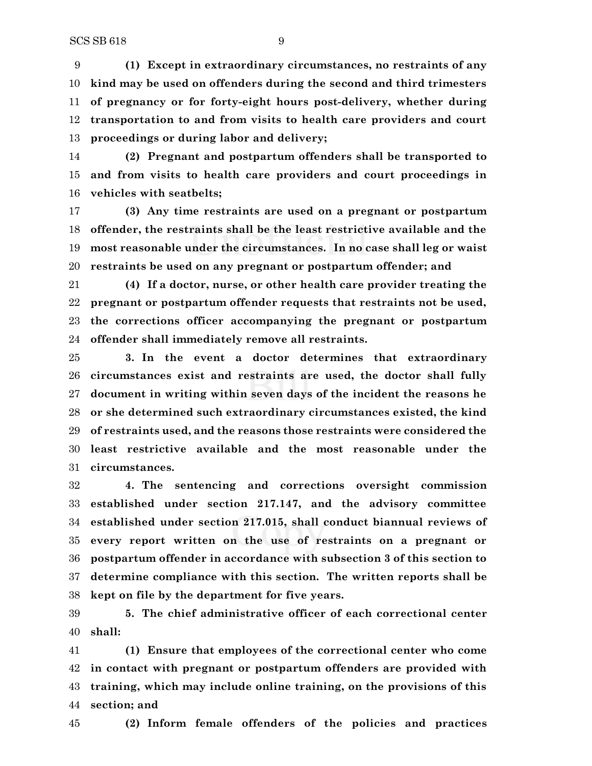**(1) Except in extraordinary circumstances, no restraints of any kind may be used on offenders during the second and third trimesters of pregnancy or for forty-eight hours post-delivery, whether during transportation to and from visits to health care providers and court proceedings or during labor and delivery;**

**(2) Pregnant and postpartum offenders shall be transported to and from visits to health care providers and court proceedings in vehicles with seatbelts;**

**(3) Any time restraints are used on a pregnant or postpartum offender, the restraints shall be the least restrictive available and the most reasonable under the circumstances. In no case shall leg or waist restraints be used on any pregnant or postpartum offender; and**

**(4) If a doctor, nurse, or other health care provider treating the pregnant or postpartum offender requests that restraints not be used, the corrections officer accompanying the pregnant or postpartum offender shall immediately remove all restraints.**

**3. In the event a doctor determines that extraordinary circumstances exist and restraints are used, the doctor shall fully document in writing within seven days of the incident the reasons he or she determined such extraordinary circumstances existed, the kind of restraints used, and the reasons those restraints were considered the least restrictive available and the most reasonable under the circumstances.**

**4. The sentencing and corrections oversight commission established under section 217.147, and the advisory committee established under section 217.015, shall conduct biannual reviews of every report written on the use of restraints on a pregnant or postpartum offender in accordance with subsection 3 of this section to determine compliance with this section. The written reports shall be kept on file by the department for five years.**

**5. The chief administrative officer of each correctional center shall:**

**(1) Ensure that employees of the correctional center who come in contact with pregnant or postpartum offenders are provided with training, which may include online training, on the provisions of this section; and**

**(2) Inform female offenders of the policies and practices**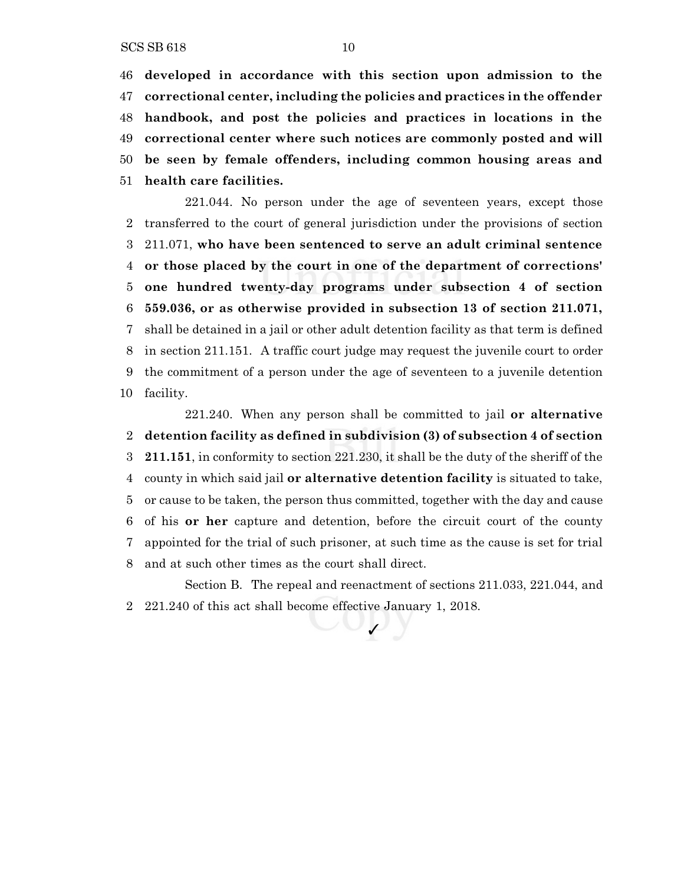**developed in accordance with this section upon admission to the correctional center, including the policies and practices in the offender handbook, and post the policies and practices in locations in the correctional center where such notices are commonly posted and will be seen by female offenders, including common housing areas and health care facilities.**

221.044. No person under the age of seventeen years, except those transferred to the court of general jurisdiction under the provisions of section 211.071, **who have been sentenced to serve an adult criminal sentence or those placed by the court in one of the department of corrections' one hundred twenty-day programs under subsection 4 of section 559.036, or as otherwise provided in subsection 13 of section 211.071,** shall be detained in a jail or other adult detention facility as that term is defined in section 211.151. A traffic court judge may request the juvenile court to order the commitment of a person under the age of seventeen to a juvenile detention facility.

221.240. When any person shall be committed to jail **or alternative detention facility as defined in subdivision (3) of subsection 4 of section 211.151**, in conformity to section 221.230, it shall be the duty of the sheriff of the county in which said jail **or alternative detention facility** is situated to take, or cause to be taken, the person thus committed, together with the day and cause of his **or her** capture and detention, before the circuit court of the county appointed for the trial of such prisoner, at such time as the cause is set for trial and at such other times as the court shall direct.

Section B. The repeal and reenactment of sections 211.033, 221.044, and 221.240 of this act shall become effective January 1, 2018.

✓